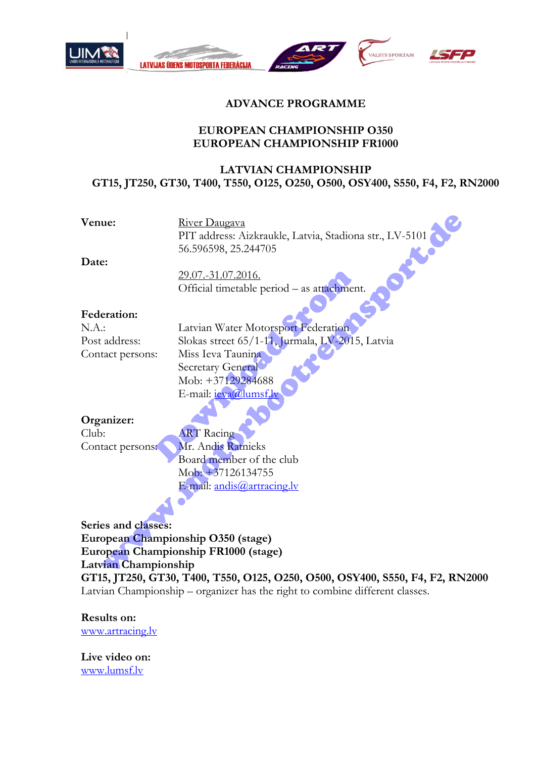# ADVANCE PROGRAMME

## EUROPEAN CHAMPIONSHIP O350
## EUROPEAN CHAMPIONSHIP FR1000

## LATVIAN CHAMPIONSHIP
## GT15, JT250, GT30, T400, T550, O125, O250, O500, OSY400, S550, F4, F2, RN2000

**Venue:** River Daugava
PIT address: Aizkraukle, Latvia, Stadiona str., LV-5101
56.596598, 25.244705

**Date:** 29.07.-31.07.2016.
Official timetable period – as attachment.

**Federation:**

N.A.: Latvian Water Motorsport Federation
Post address: Slokas street 65/1-11, Jurmala, LV-2015, Latvia
Contact persons: Miss Ieva Taunina
Secretary General
Mob: +37129284688
E-mail: ieva@lumsf.lv

**Organizer:**

Club: ART Racing
Contact persons: Mr. Andis Ratnieks
Board member of the club
Mob: +37126134755
E-mail: andis@artracing.lv

**Series and classes:**
**European Championship O350 (stage)**
**European Championship FR1000 (stage)**
**Latvian Championship**
**GT15, JT250, GT30, T400, T550, O125, O250, O500, OSY400, S550, F4, F2, RN2000**
Latvian Championship – organizer has the right to combine different classes.

**Results on:**
www.artracing.lv

**Live video on:**
www.lumsf.lv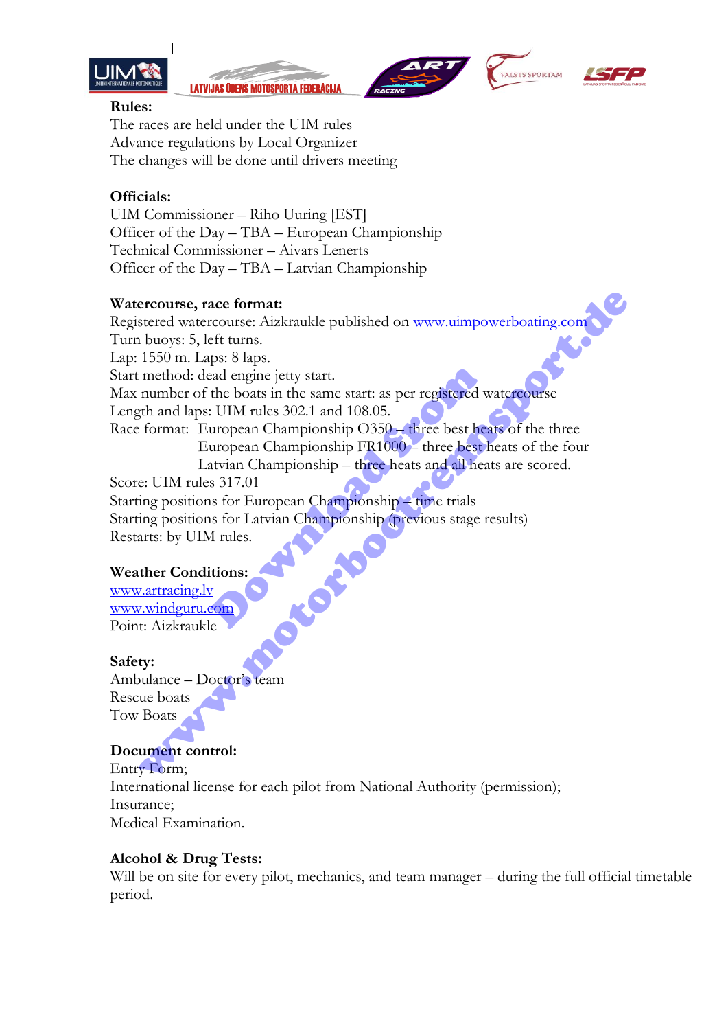**Rules:**
The races are held under the UIM rules
Advance regulations by Local Organizer
The changes will be done until drivers meeting

**Officials:**
UIM Commissioner – Riho Uuring [EST]
Officer of the Day – TBA – European Championship
Technical Commissioner – Aivars Lenerts
Officer of the Day – TBA – Latvian Championship

**Watercourse, race format:**
Registered watercourse: Aizkraukle published on www.uimpowerboating.com
Turn buoys: 5, left turns.
Lap: 1550 m. Laps: 8 laps.
Start method: dead engine jetty start.
Max number of the boats in the same start: as per registered watercourse
Length and laps: UIM rules 302.1 and 108.05.
Race format: European Championship O350 – three best heats of the three
European Championship FR1000 – three best heats of the four
Latvian Championship – three heats and all heats are scored.
Score: UIM rules 317.01
Starting positions for European Championship – time trials
Starting positions for Latvian Championship (previous stage results)
Restarts: by UIM rules.

**Weather Conditions:**
www.artracing.lv
www.windguru.com
Point: Aizkraukle

**Safety:**
Ambulance – Doctor's team
Rescue boats
Tow Boats

**Document control:**
Entry Form;
International license for each pilot from National Authority (permission);
Insurance;
Medical Examination.

**Alcohol & Drug Tests:**
Will be on site for every pilot, mechanics, and team manager – during the full official timetable period.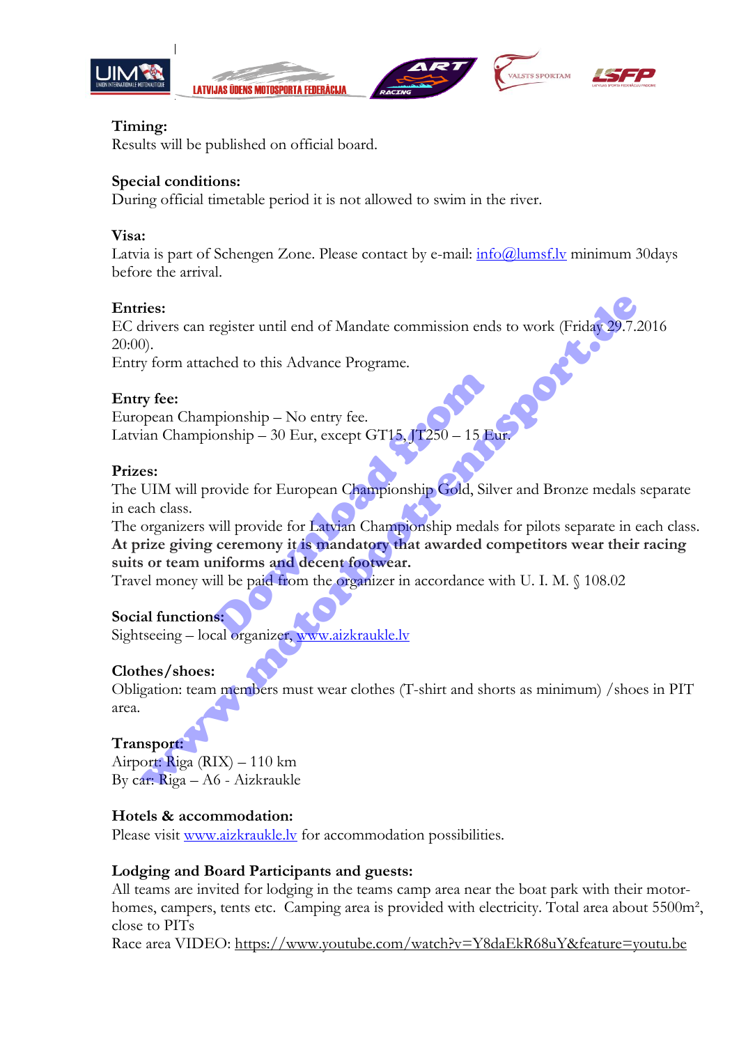**Timing:**
Results will be published on official board.

**Special conditions:**
During official timetable period it is not allowed to swim in the river.

**Visa:**
Latvia is part of Schengen Zone. Please contact by e-mail: info@lumsf.lv minimum 30days before the arrival.

**Entries:**
EC drivers can register until end of Mandate commission ends to work (Friday 29.7.2016 20:00).
Entry form attached to this Advance Programe.

**Entry fee:**
European Championship – No entry fee.
Latvian Championship – 30 Eur, except GT15, JT250 – 15 Eur.

**Prizes:**
The UIM will provide for European Championship Gold, Silver and Bronze medals separate in each class.
The organizers will provide for Latvian Championship medals for pilots separate in each class.
**At prize giving ceremony it is mandatory that awarded competitors wear their racing suits or team uniforms and decent footwear.**
Travel money will be paid from the organizer in accordance with U. I. M. § 108.02

**Social functions:**
Sightseeing – local organizer, www.aizkraukle.lv

**Clothes/shoes:**
Obligation: team members must wear clothes (T-shirt and shorts as minimum) /shoes in PIT area.

**Transport:**
Airport: Riga (RIX) – 110 km
By car: Riga – A6 - Aizkraukle

**Hotels & accommodation:**
Please visit www.aizkraukle.lv for accommodation possibilities.

**Lodging and Board Participants and guests:**
All teams are invited for lodging in the teams camp area near the boat park with their motor-homes, campers, tents etc. Camping area is provided with electricity. Total area about 5500m², close to PITs
Race area VIDEO: https://www.youtube.com/watch?v=Y8daEkR68uY&feature=youtu.be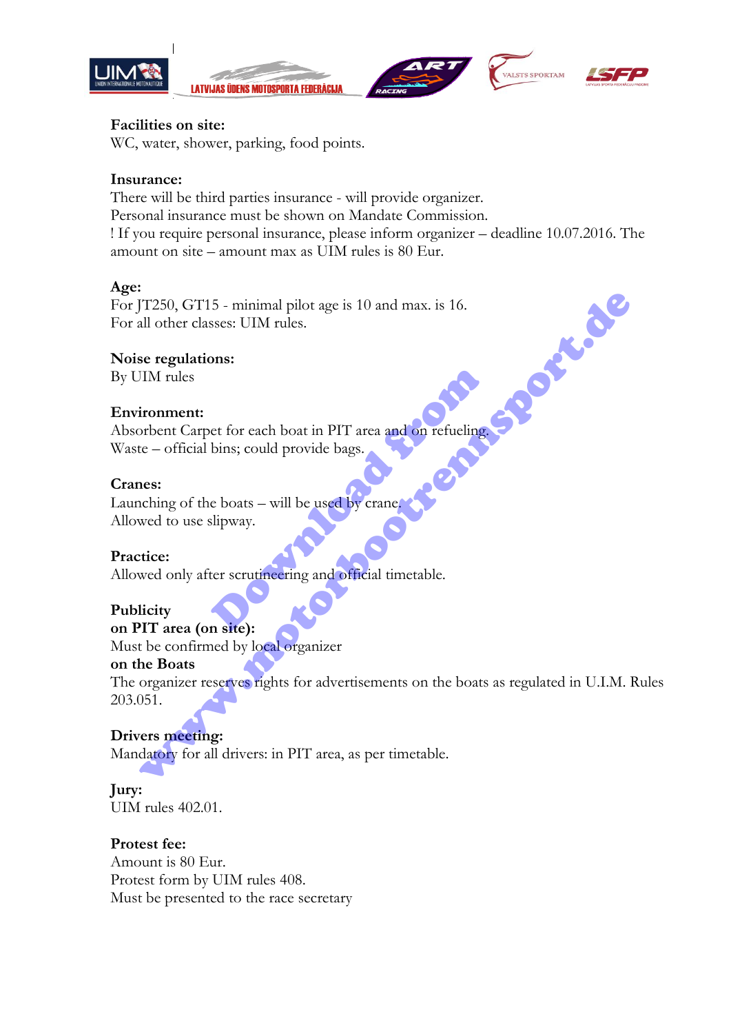**Facilities on site:**
WC, water, shower, parking, food points.

**Insurance:**
There will be third parties insurance - will provide organizer.
Personal insurance must be shown on Mandate Commission.
! If you require personal insurance, please inform organizer – deadline 10.07.2016. The amount on site – amount max as UIM rules is 80 Eur.

**Age:**
For JT250, GT15 - minimal pilot age is 10 and max. is 16.
For all other classes: UIM rules.

**Noise regulations:**
By UIM rules

**Environment:**
Absorbent Carpet for each boat in PIT area and on refueling.
Waste – official bins; could provide bags.

**Cranes:**
Launching of the boats – will be used by crane.
Allowed to use slipway.

**Practice:**
Allowed only after scrutineering and official timetable.

**Publicity**
**on PIT area (on site):**
Must be confirmed by local organizer
**on the Boats**
The organizer reserves rights for advertisements on the boats as regulated in U.I.M. Rules 203.051.

**Drivers meeting:**
Mandatory for all drivers: in PIT area, as per timetable.

**Jury:**
UIM rules 402.01.

**Protest fee:**
Amount is 80 Eur.
Protest form by UIM rules 408.
Must be presented to the race secretary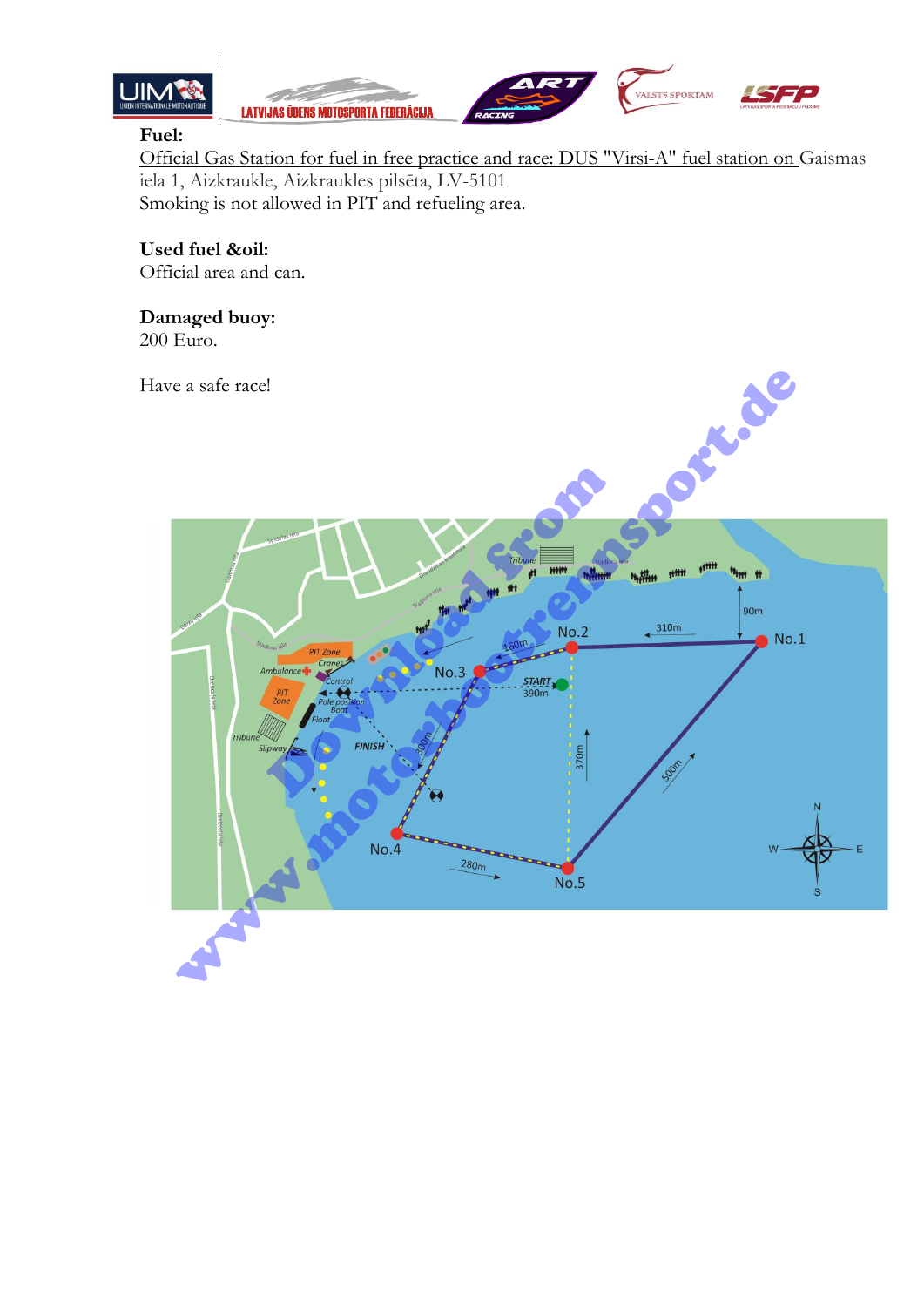**Fuel:**

Official Gas Station for fuel in free practice and race: DUS "Virsi-A" fuel station on Gaismas iela 1, Aizkraukle, Aizkraukles pilsēta, LV-5101

Smoking is not allowed in PIT and refueling area.

**Used fuel &oil:**

Official area and can.

**Damaged buoy:**

200 Euro.

Have a safe race!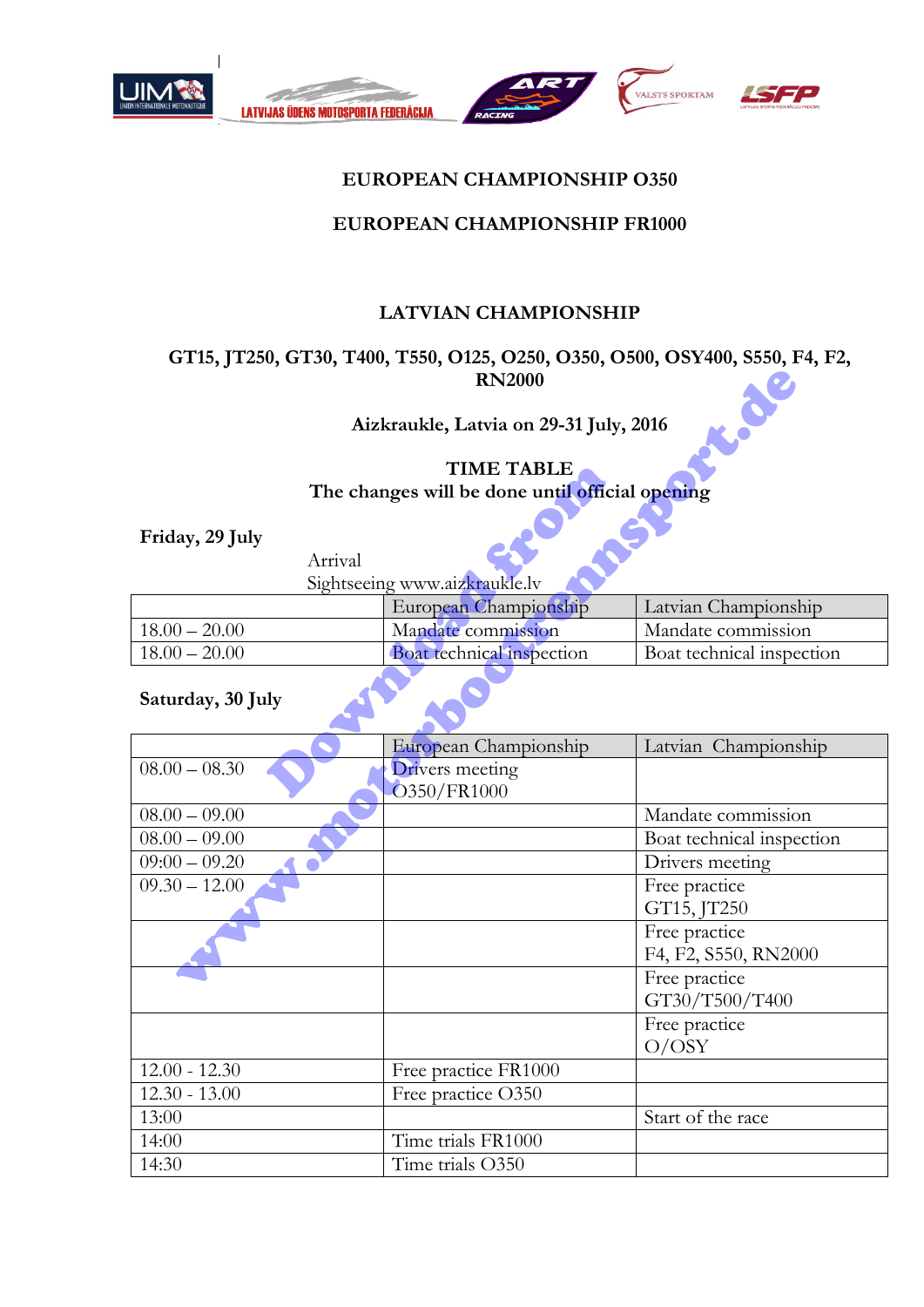**EUROPEAN CHAMPIONSHIP O350**

**EUROPEAN CHAMPIONSHIP FR1000**

**LATVIAN CHAMPIONSHIP**

**GT15, JT250, GT30, T400, T550, O125, O250, O350, O500, OSY400, S550, F4, F2, RN2000**

**Aizkraukle, Latvia on 29-31 July, 2016**

**TIME TABLE**
**The changes will be done until official opening**

**Friday, 29 July**

Arrival
Sightseeing www.aizkraukle.lv

| | European Championship | Latvian Championship |
|---|---|---|
| 18.00 – 20.00 | Mandate commission | Mandate commission |
| 18.00 – 20.00 | Boat technical inspection | Boat technical inspection |

**Saturday, 30 July**

| | European Championship | Latvian Championship |
|---|---|---|
| 08.00 – 08.30 | Drivers meeting O350/FR1000 | |
| 08.00 – 09.00 | | Mandate commission |
| 08.00 – 09.00 | | Boat technical inspection |
| 09:00 – 09.20 | | Drivers meeting |
| 09.30 – 12.00 | | Free practice GT15, JT250 |
| | | Free practice F4, F2, S550, RN2000 |
| | | Free practice GT30/T500/T400 |
| | | Free practice O/OSY |
| 12.00 - 12.30 | Free practice FR1000 | |
| 12.30 - 13.00 | Free practice O350 | |
| 13:00 | | Start of the race |
| 14:00 | Time trials FR1000 | |
| 14:30 | Time trials O350 | |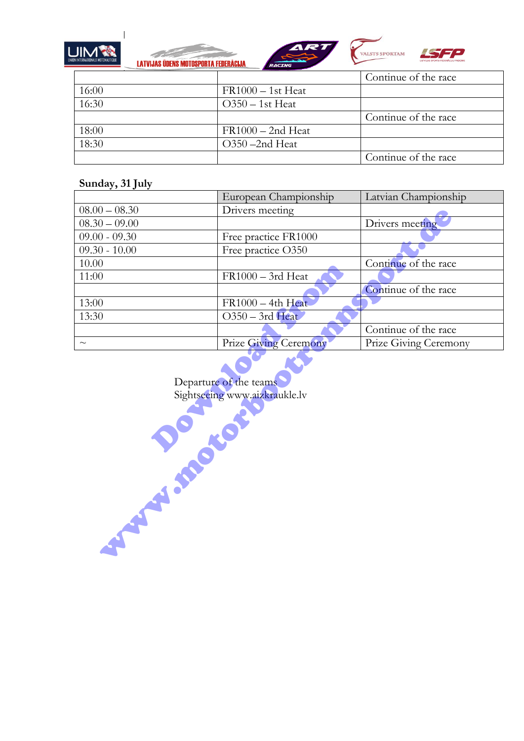| | | Continue of the race |
|---|---|---|
| 16:00 | FR1000 – 1st Heat | |
| 16:30 | O350 – 1st Heat | |
| | | Continue of the race |
| 18:00 | FR1000 – 2nd Heat | |
| 18:30 | O350 –2nd Heat | |
| | | Continue of the race |

**Sunday, 31 July**

| | European Championship | Latvian Championship |
|---|---|---|
| 08.00 – 08.30 | Drivers meeting | |
| 08.30 – 09.00 | | Drivers meeting |
| 09.00 - 09.30 | Free practice FR1000 | |
| 09.30 - 10.00 | Free practice O350 | |
| 10.00 | | Continue of the race |
| 11:00 | FR1000 – 3rd Heat | |
| | | Continue of the race |
| 13:00 | FR1000 – 4th Heat | |
| 13:30 | O350 – 3rd Heat | |
| | | Continue of the race |
| ~ | Prize Giving Ceremony | Prize Giving Ceremony |

Departure of the teams
Sightseeing www.aizkraukle.lv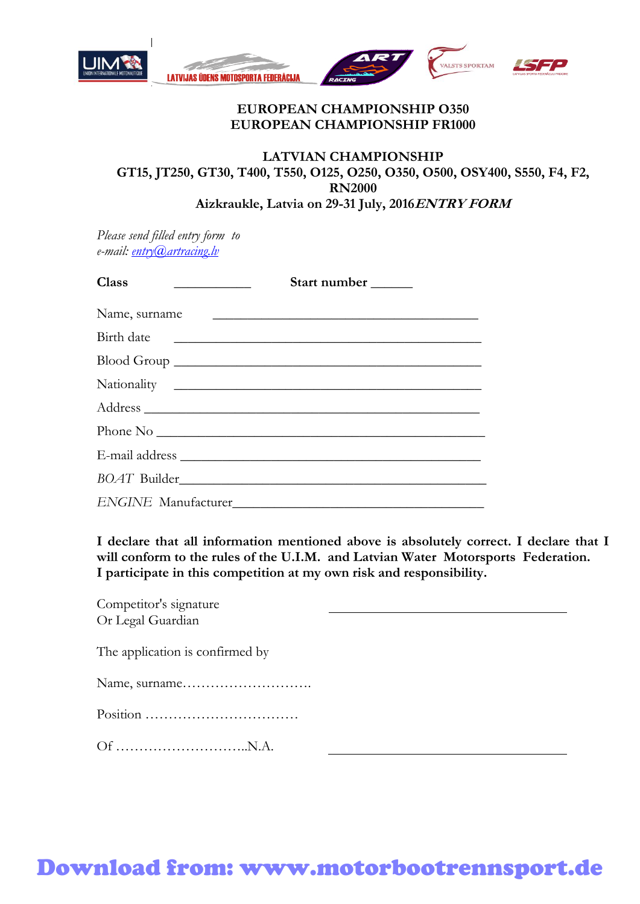**EUROPEAN CHAMPIONSHIP O350**
**EUROPEAN CHAMPIONSHIP FR1000**

**LATVIAN CHAMPIONSHIP**
**GT15, JT250, GT30, T400, T550, O125, O250, O350, O500, OSY400, S550, F4, F2, RN2000**
**Aizkraukle, Latvia on 29-31 July, 2016*ENTRY FORM***

*Please send filled entry form to*
*e-mail: entry@artracing.lv*

**Class** ___________ **Start number** ______

Name, surname ________________________________________

Birth date ______________________________________________

Blood Group ____________________________________________

Nationality ______________________________________________

Address ________________________________________________

Phone No _______________________________________________

E-mail address ___________________________________________

*BOAT* Builder____________________________________________

*ENGINE* Manufacturer_____________________________________

**I declare that all information mentioned above is absolutely correct. I declare that I will conform to the rules of the U.I.M. and Latvian Water Motorsports Federation. I participate in this competition at my own risk and responsibility.**

Competitor's signature
Or Legal Guardian ____________________________________

The application is confirmed by

Name, surname……………………….

Position …………………………….

Of ………………………..N.A. ____________________________________

Download from: www.motorbootrennsport.de